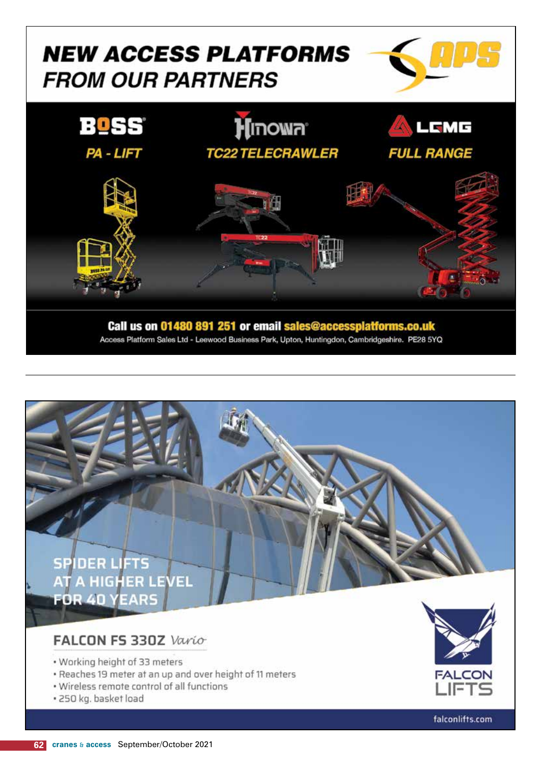# NEW ACCESS PLATFORMS FROM OUR PARTNERS

APS

**BOSS** — PA - LIFT

**Hinowa** — TC22 TELECRAWLER

**LGMG** — FULL RANGE

Call us on 01480 891 251 or email sales@accessplatforms.co.uk

Access Platform Sales Ltd - Leewood Business Park, Upton, Huntingdon, Cambridgeshire. PE28 5YQ

---

SPIDER LIFTS AT A HIGHER LEVEL FOR 40 YEARS

## FALCON FS 330Z *Vario*

- Working height of 33 meters
- Reaches 19 meter at an up and over height of 11 meters
- Wireless remote control of all functions
- 250 kg. basket load

FALCON LIFTS

falconlifts.com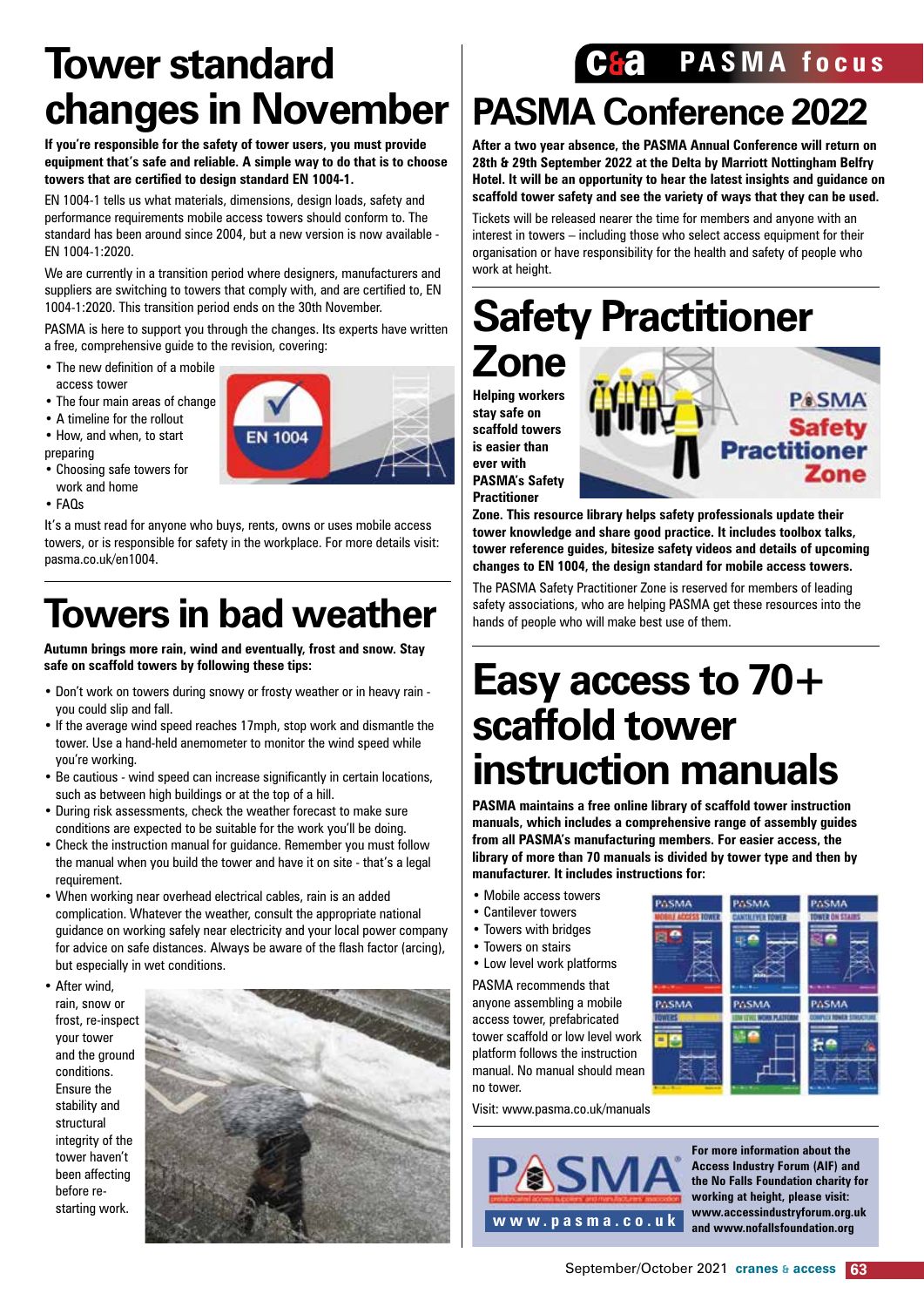# Tower standard changes in November

**If you're responsible for the safety of tower users, you must provide equipment that's safe and reliable. A simple way to do that is to choose towers that are certified to design standard EN 1004-1.**

EN 1004-1 tells us what materials, dimensions, design loads, safety and performance requirements mobile access towers should conform to. The standard has been around since 2004, but a new version is now available - EN 1004-1:2020.

We are currently in a transition period where designers, manufacturers and suppliers are switching to towers that comply with, and are certified to, EN 1004-1:2020. This transition period ends on the 30th November.

PASMA is here to support you through the changes. Its experts have written a free, comprehensive guide to the revision, covering:

- The new definition of a mobile access tower
- The four main areas of change
- A timeline for the rollout
- How, and when, to start preparing
- Choosing safe towers for work and home
- FAQs

It's a must read for anyone who buys, rents, owns or uses mobile access towers, or is responsible for safety in the workplace. For more details visit: pasma.co.uk/en1004.

# Towers in bad weather

**Autumn brings more rain, wind and eventually, frost and snow. Stay safe on scaffold towers by following these tips:**

- Don't work on towers during snowy or frosty weather or in heavy rain - you could slip and fall.
- If the average wind speed reaches 17mph, stop work and dismantle the tower. Use a hand-held anemometer to monitor the wind speed while you're working.
- Be cautious - wind speed can increase significantly in certain locations, such as between high buildings or at the top of a hill.
- During risk assessments, check the weather forecast to make sure conditions are expected to be suitable for the work you'll be doing.
- Check the instruction manual for guidance. Remember you must follow the manual when you build the tower and have it on site - that's a legal requirement.
- When working near overhead electrical cables, rain is an added complication. Whatever the weather, consult the appropriate national guidance on working safely near electricity and your local power company for advice on safe distances. Always be aware of the flash factor (arcing), but especially in wet conditions.
- After wind, rain, snow or frost, re-inspect your tower and the ground conditions. Ensure the stability and structural integrity of the tower haven't been affecting before re-starting work.

# PASMA Conference 2022

**After a two year absence, the PASMA Annual Conference will return on 28th & 29th September 2022 at the Delta by Marriott Nottingham Belfry Hotel. It will be an opportunity to hear the latest insights and guidance on scaffold tower safety and see the variety of ways that they can be used.**

Tickets will be released nearer the time for members and anyone with an interest in towers – including those who select access equipment for their organisation or have responsibility for the health and safety of people who work at height.

# Safety Practitioner Zone

**Helping workers stay safe on scaffold towers is easier than ever with PASMA's Safety Practitioner Zone. This resource library helps safety professionals update their tower knowledge and share good practice. It includes toolbox talks, tower reference guides, bitesize safety videos and details of upcoming changes to EN 1004, the design standard for mobile access towers.**

The PASMA Safety Practitioner Zone is reserved for members of leading safety associations, who are helping PASMA get these resources into the hands of people who will make best use of them.

# Easy access to 70+ scaffold tower instruction manuals

**PASMA maintains a free online library of scaffold tower instruction manuals, which includes a comprehensive range of assembly guides from all PASMA's manufacturing members. For easier access, the library of more than 70 manuals is divided by tower type and then by manufacturer. It includes instructions for:**

- Mobile access towers
- Cantilever towers
- Towers with bridges
- Towers on stairs
- Low level work platforms

PASMA recommends that anyone assembling a mobile access tower, prefabricated tower scaffold or low level work platform follows the instruction manual. No manual should mean no tower.

Visit: www.pasma.co.uk/manuals

**For more information about the Access Industry Forum (AIF) and the No Falls Foundation charity for working at height, please visit: www.accessindustryforum.org.uk and www.nofallsfoundation.org**